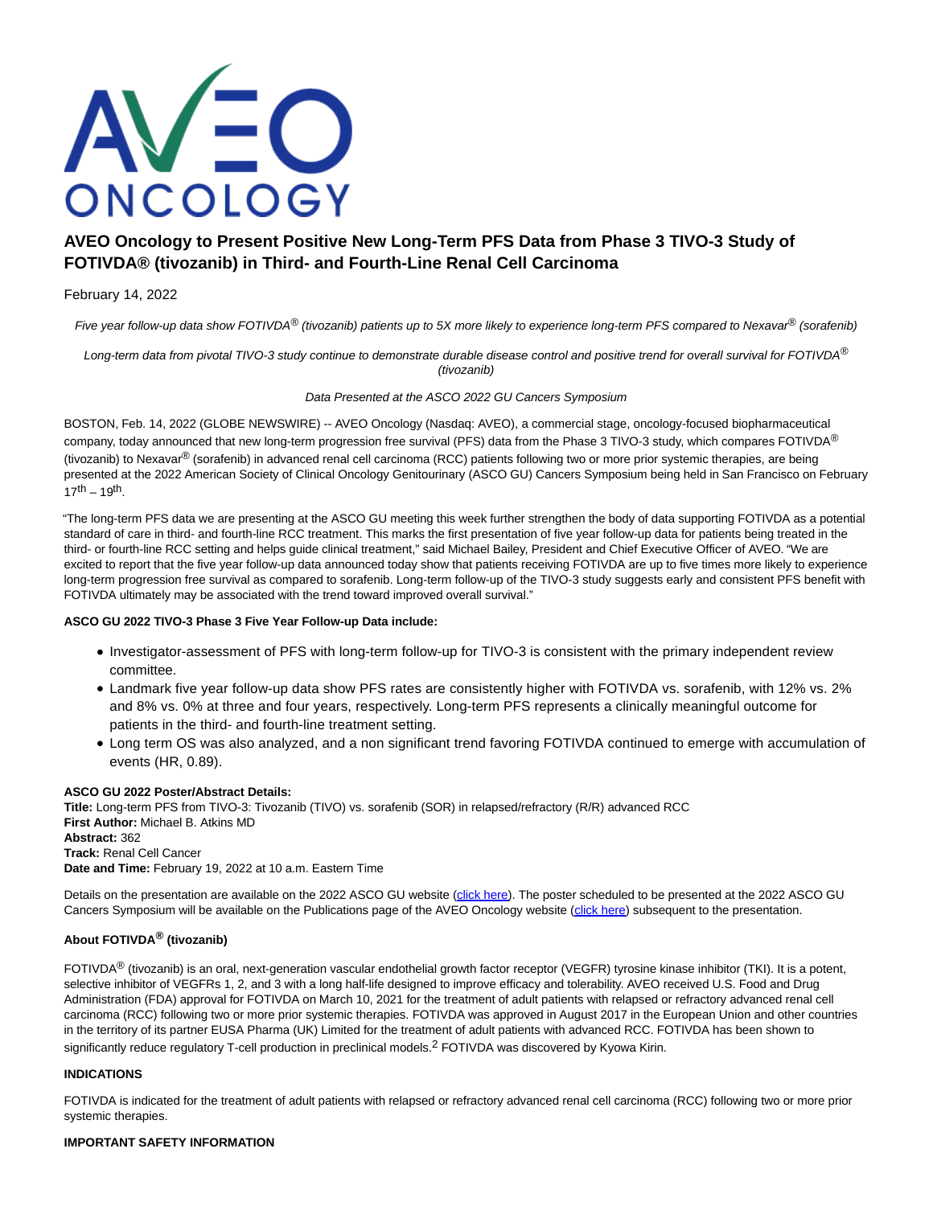# AVEO Oncology to Present Positive New Long-Term PFS Data from Phase 3 TIVO-3 Study of FOTIVDA® (tivozanib) in Third- and Fourth-Line Renal Cell Carcinoma

February 14, 2022

*Five year follow-up data show FOTIVDA® (tivozanib) patients up to 5X more likely to experience long-term PFS compared to Nexavar® (sorafenib)*

*Long-term data from pivotal TIVO-3 study continue to demonstrate durable disease control and positive trend for overall survival for FOTIVDA® (tivozanib)*

*Data Presented at the ASCO 2022 GU Cancers Symposium*

BOSTON, Feb. 14, 2022 (GLOBE NEWSWIRE) -- AVEO Oncology (Nasdaq: AVEO), a commercial stage, oncology-focused biopharmaceutical company, today announced that new long-term progression free survival (PFS) data from the Phase 3 TIVO-3 study, which compares FOTIVDA® (tivozanib) to Nexavar® (sorafenib) in advanced renal cell carcinoma (RCC) patients following two or more prior systemic therapies, are being presented at the 2022 American Society of Clinical Oncology Genitourinary (ASCO GU) Cancers Symposium being held in San Francisco on February 17th – 19th.

"The long-term PFS data we are presenting at the ASCO GU meeting this week further strengthen the body of data supporting FOTIVDA as a potential standard of care in third- and fourth-line RCC treatment. This marks the first presentation of five year follow-up data for patients being treated in the third- or fourth-line RCC setting and helps guide clinical treatment," said Michael Bailey, President and Chief Executive Officer of AVEO. "We are excited to report that the five year follow-up data announced today show that patients receiving FOTIVDA are up to five times more likely to experience long-term progression free survival as compared to sorafenib. Long-term follow-up of the TIVO-3 study suggests early and consistent PFS benefit with FOTIVDA ultimately may be associated with the trend toward improved overall survival."

**ASCO GU 2022 TIVO-3 Phase 3 Five Year Follow-up Data include:**

- Investigator-assessment of PFS with long-term follow-up for TIVO-3 is consistent with the primary independent review committee.
- Landmark five year follow-up data show PFS rates are consistently higher with FOTIVDA vs. sorafenib, with 12% vs. 2% and 8% vs. 0% at three and four years, respectively. Long-term PFS represents a clinically meaningful outcome for patients in the third- and fourth-line treatment setting.
- Long term OS was also analyzed, and a non significant trend favoring FOTIVDA continued to emerge with accumulation of events (HR, 0.89).

**ASCO GU 2022 Poster/Abstract Details:**
**Title:** Long-term PFS from TIVO-3: Tivozanib (TIVO) vs. sorafenib (SOR) in relapsed/refractory (R/R) advanced RCC
**First Author:** Michael B. Atkins MD
**Abstract:** 362
**Track:** Renal Cell Cancer
**Date and Time:** February 19, 2022 at 10 a.m. Eastern Time

Details on the presentation are available on the 2022 ASCO GU website (click here). The poster scheduled to be presented at the 2022 ASCO GU Cancers Symposium will be available on the Publications page of the AVEO Oncology website (click here) subsequent to the presentation.

### About FOTIVDA® (tivozanib)

FOTIVDA® (tivozanib) is an oral, next-generation vascular endothelial growth factor receptor (VEGFR) tyrosine kinase inhibitor (TKI). It is a potent, selective inhibitor of VEGFRs 1, 2, and 3 with a long half-life designed to improve efficacy and tolerability. AVEO received U.S. Food and Drug Administration (FDA) approval for FOTIVDA on March 10, 2021 for the treatment of adult patients with relapsed or refractory advanced renal cell carcinoma (RCC) following two or more prior systemic therapies. FOTIVDA was approved in August 2017 in the European Union and other countries in the territory of its partner EUSA Pharma (UK) Limited for the treatment of adult patients with advanced RCC. FOTIVDA has been shown to significantly reduce regulatory T-cell production in preclinical models.[2] FOTIVDA was discovered by Kyowa Kirin.

### INDICATIONS

FOTIVDA is indicated for the treatment of adult patients with relapsed or refractory advanced renal cell carcinoma (RCC) following two or more prior systemic therapies.

### IMPORTANT SAFETY INFORMATION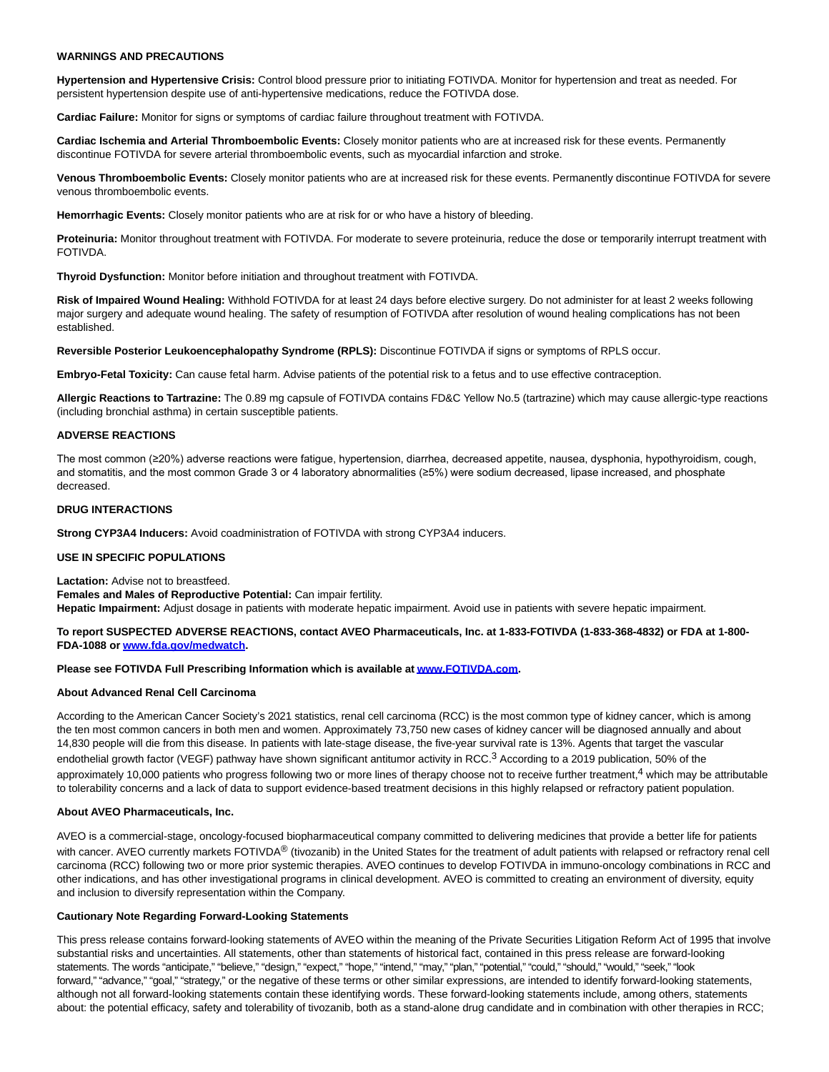**WARNINGS AND PRECAUTIONS**

**Hypertension and Hypertensive Crisis:** Control blood pressure prior to initiating FOTIVDA. Monitor for hypertension and treat as needed. For persistent hypertension despite use of anti-hypertensive medications, reduce the FOTIVDA dose.

**Cardiac Failure:** Monitor for signs or symptoms of cardiac failure throughout treatment with FOTIVDA.

**Cardiac Ischemia and Arterial Thromboembolic Events:** Closely monitor patients who are at increased risk for these events. Permanently discontinue FOTIVDA for severe arterial thromboembolic events, such as myocardial infarction and stroke.

**Venous Thromboembolic Events:** Closely monitor patients who are at increased risk for these events. Permanently discontinue FOTIVDA for severe venous thromboembolic events.

**Hemorrhagic Events:** Closely monitor patients who are at risk for or who have a history of bleeding.

**Proteinuria:** Monitor throughout treatment with FOTIVDA. For moderate to severe proteinuria, reduce the dose or temporarily interrupt treatment with FOTIVDA.

**Thyroid Dysfunction:** Monitor before initiation and throughout treatment with FOTIVDA.

**Risk of Impaired Wound Healing:** Withhold FOTIVDA for at least 24 days before elective surgery. Do not administer for at least 2 weeks following major surgery and adequate wound healing. The safety of resumption of FOTIVDA after resolution of wound healing complications has not been established.

**Reversible Posterior Leukoencephalopathy Syndrome (RPLS):** Discontinue FOTIVDA if signs or symptoms of RPLS occur.

**Embryo-Fetal Toxicity:** Can cause fetal harm. Advise patients of the potential risk to a fetus and to use effective contraception.

**Allergic Reactions to Tartrazine:** The 0.89 mg capsule of FOTIVDA contains FD&C Yellow No.5 (tartrazine) which may cause allergic-type reactions (including bronchial asthma) in certain susceptible patients.

**ADVERSE REACTIONS**

The most common (≥20%) adverse reactions were fatigue, hypertension, diarrhea, decreased appetite, nausea, dysphonia, hypothyroidism, cough, and stomatitis, and the most common Grade 3 or 4 laboratory abnormalities (≥5%) were sodium decreased, lipase increased, and phosphate decreased.

**DRUG INTERACTIONS**

**Strong CYP3A4 Inducers:** Avoid coadministration of FOTIVDA with strong CYP3A4 inducers.

**USE IN SPECIFIC POPULATIONS**

**Lactation:** Advise not to breastfeed.
**Females and Males of Reproductive Potential:** Can impair fertility.
**Hepatic Impairment:** Adjust dosage in patients with moderate hepatic impairment. Avoid use in patients with severe hepatic impairment.

**To report SUSPECTED ADVERSE REACTIONS, contact AVEO Pharmaceuticals, Inc. at 1-833-FOTIVDA (1-833-368-4832) or FDA at 1-800-FDA-1088 or [www.fda.gov/medwatch](www.fda.gov/medwatch).**

**Please see FOTIVDA Full Prescribing Information which is available at [www.FOTIVDA.com](www.FOTIVDA.com).**

**About Advanced Renal Cell Carcinoma**

According to the American Cancer Society's 2021 statistics, renal cell carcinoma (RCC) is the most common type of kidney cancer, which is among the ten most common cancers in both men and women. Approximately 73,750 new cases of kidney cancer will be diagnosed annually and about 14,830 people will die from this disease. In patients with late-stage disease, the five-year survival rate is 13%. Agents that target the vascular endothelial growth factor (VEGF) pathway have shown significant antitumor activity in RCC.[3] According to a 2019 publication, 50% of the approximately 10,000 patients who progress following two or more lines of therapy choose not to receive further treatment,[4] which may be attributable to tolerability concerns and a lack of data to support evidence-based treatment decisions in this highly relapsed or refractory patient population.

**About AVEO Pharmaceuticals, Inc.**

AVEO is a commercial-stage, oncology-focused biopharmaceutical company committed to delivering medicines that provide a better life for patients with cancer. AVEO currently markets FOTIVDA® (tivozanib) in the United States for the treatment of adult patients with relapsed or refractory renal cell carcinoma (RCC) following two or more prior systemic therapies. AVEO continues to develop FOTIVDA in immuno-oncology combinations in RCC and other indications, and has other investigational programs in clinical development. AVEO is committed to creating an environment of diversity, equity and inclusion to diversify representation within the Company.

**Cautionary Note Regarding Forward-Looking Statements**

This press release contains forward-looking statements of AVEO within the meaning of the Private Securities Litigation Reform Act of 1995 that involve substantial risks and uncertainties. All statements, other than statements of historical fact, contained in this press release are forward-looking statements. The words "anticipate," "believe," "design," "expect," "hope," "intend," "may," "plan," "potential," "could," "should," "would," "seek," "look forward," "advance," "goal," "strategy," or the negative of these terms or other similar expressions, are intended to identify forward-looking statements, although not all forward-looking statements contain these identifying words. These forward-looking statements include, among others, statements about: the potential efficacy, safety and tolerability of tivozanib, both as a stand-alone drug candidate and in combination with other therapies in RCC;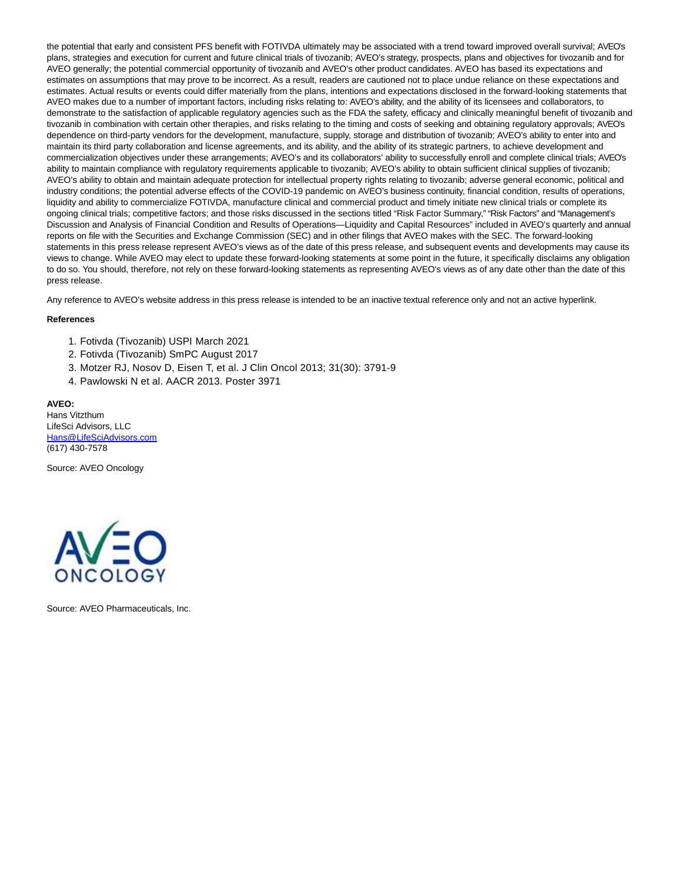the potential that early and consistent PFS benefit with FOTIVDA ultimately may be associated with a trend toward improved overall survival; AVEO's plans, strategies and execution for current and future clinical trials of tivozanib; AVEO's strategy, prospects, plans and objectives for tivozanib and for AVEO generally; the potential commercial opportunity of tivozanib and AVEO's other product candidates. AVEO has based its expectations and estimates on assumptions that may prove to be incorrect. As a result, readers are cautioned not to place undue reliance on these expectations and estimates. Actual results or events could differ materially from the plans, intentions and expectations disclosed in the forward-looking statements that AVEO makes due to a number of important factors, including risks relating to: AVEO's ability, and the ability of its licensees and collaborators, to demonstrate to the satisfaction of applicable regulatory agencies such as the FDA the safety, efficacy and clinically meaningful benefit of tivozanib and tivozanib in combination with certain other therapies, and risks relating to the timing and costs of seeking and obtaining regulatory approvals; AVEO's dependence on third-party vendors for the development, manufacture, supply, storage and distribution of tivozanib; AVEO's ability to enter into and maintain its third party collaboration and license agreements, and its ability, and the ability of its strategic partners, to achieve development and commercialization objectives under these arrangements; AVEO's and its collaborators' ability to successfully enroll and complete clinical trials; AVEO's ability to maintain compliance with regulatory requirements applicable to tivozanib; AVEO's ability to obtain sufficient clinical supplies of tivozanib; AVEO's ability to obtain and maintain adequate protection for intellectual property rights relating to tivozanib; adverse general economic, political and industry conditions; the potential adverse effects of the COVID-19 pandemic on AVEO's business continuity, financial condition, results of operations, liquidity and ability to commercialize FOTIVDA, manufacture clinical and commercial product and timely initiate new clinical trials or complete its ongoing clinical trials; competitive factors; and those risks discussed in the sections titled "Risk Factor Summary," "Risk Factors" and "Management's Discussion and Analysis of Financial Condition and Results of Operations—Liquidity and Capital Resources" included in AVEO's quarterly and annual reports on file with the Securities and Exchange Commission (SEC) and in other filings that AVEO makes with the SEC. The forward-looking statements in this press release represent AVEO's views as of the date of this press release, and subsequent events and developments may cause its views to change. While AVEO may elect to update these forward-looking statements at some point in the future, it specifically disclaims any obligation to do so. You should, therefore, not rely on these forward-looking statements as representing AVEO's views as of any date other than the date of this press release.

Any reference to AVEO's website address in this press release is intended to be an inactive textual reference only and not an active hyperlink.

**References**

1. Fotivda (Tivozanib) USPI March 2021
2. Fotivda (Tivozanib) SmPC August 2017
3. Motzer RJ, Nosov D, Eisen T, et al. J Clin Oncol 2013; 31(30): 3791-9
4. Pawlowski N et al. AACR 2013. Poster 3971

**AVEO:**
Hans Vitzthum
LifeSci Advisors, LLC
Hans@LifeSciAdvisors.com
(617) 430-7578

Source: AVEO Oncology

AVEO ONCOLOGY

Source: AVEO Pharmaceuticals, Inc.